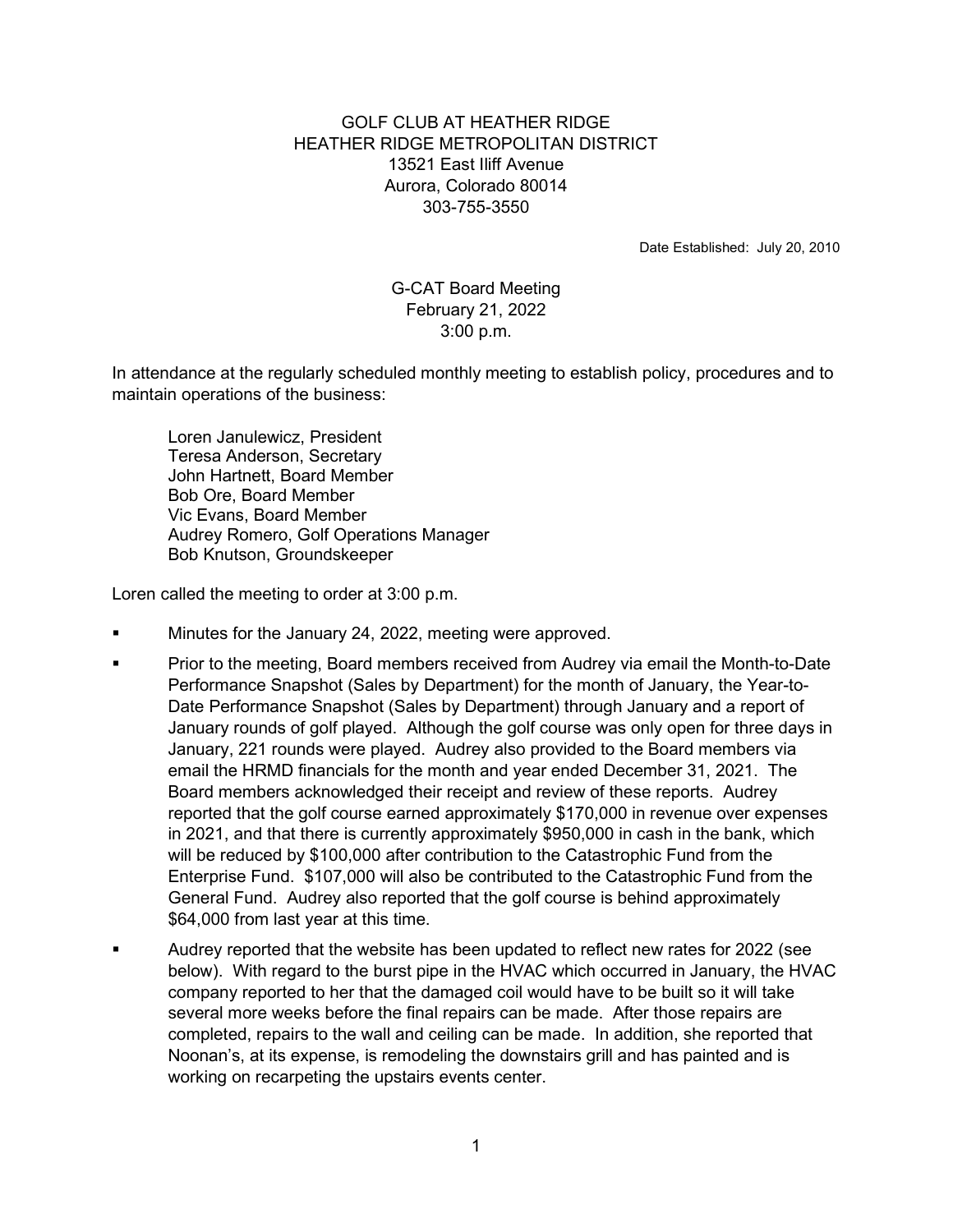GOLF CLUB AT HEATHER RIDGE
HEATHER RIDGE METROPOLITAN DISTRICT
13521 East Iliff Avenue
Aurora, Colorado 80014
303-755-3550

Date Established: July 20, 2010

G-CAT Board Meeting
February 21, 2022
3:00 p.m.

In attendance at the regularly scheduled monthly meeting to establish policy, procedures and to maintain operations of the business:

Loren Janulewicz, President
Teresa Anderson, Secretary
John Hartnett, Board Member
Bob Ore, Board Member
Vic Evans, Board Member
Audrey Romero, Golf Operations Manager
Bob Knutson, Groundskeeper

Loren called the meeting to order at 3:00 p.m.

- Minutes for the January 24, 2022, meeting were approved.
- Prior to the meeting, Board members received from Audrey via email the Month-to-Date Performance Snapshot (Sales by Department) for the month of January, the Year-to-Date Performance Snapshot (Sales by Department) through January and a report of January rounds of golf played. Although the golf course was only open for three days in January, 221 rounds were played. Audrey also provided to the Board members via email the HRMD financials for the month and year ended December 31, 2021. The Board members acknowledged their receipt and review of these reports. Audrey reported that the golf course earned approximately $170,000 in revenue over expenses in 2021, and that there is currently approximately $950,000 in cash in the bank, which will be reduced by $100,000 after contribution to the Catastrophic Fund from the Enterprise Fund. $107,000 will also be contributed to the Catastrophic Fund from the General Fund. Audrey also reported that the golf course is behind approximately $64,000 from last year at this time.
- Audrey reported that the website has been updated to reflect new rates for 2022 (see below). With regard to the burst pipe in the HVAC which occurred in January, the HVAC company reported to her that the damaged coil would have to be built so it will take several more weeks before the final repairs can be made. After those repairs are completed, repairs to the wall and ceiling can be made. In addition, she reported that Noonan's, at its expense, is remodeling the downstairs grill and has painted and is working on recarpeting the upstairs events center.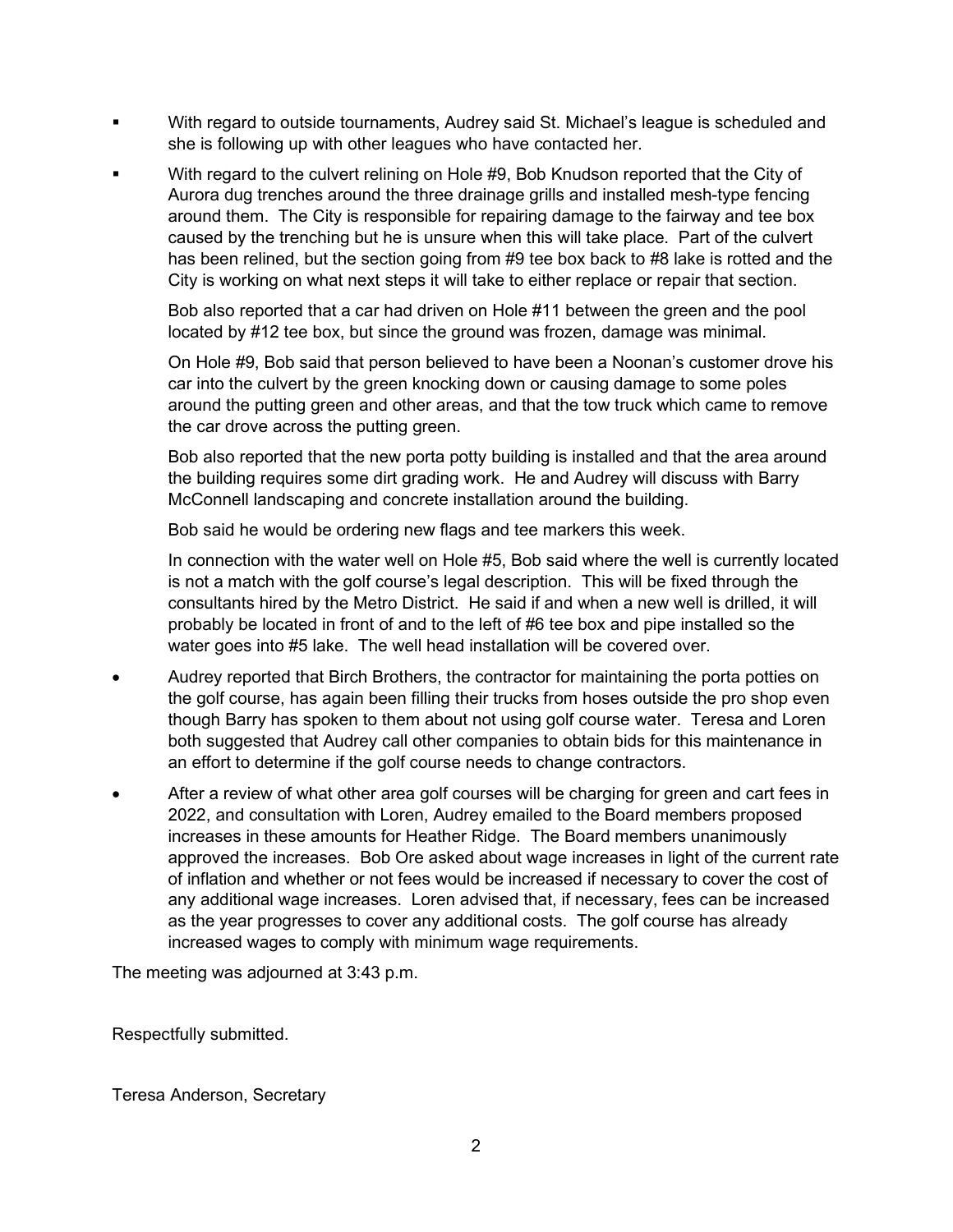- With regard to outside tournaments, Audrey said St. Michael's league is scheduled and she is following up with other leagues who have contacted her.
- With regard to the culvert relining on Hole #9, Bob Knudson reported that the City of Aurora dug trenches around the three drainage grills and installed mesh-type fencing around them. The City is responsible for repairing damage to the fairway and tee box caused by the trenching but he is unsure when this will take place. Part of the culvert has been relined, but the section going from #9 tee box back to #8 lake is rotted and the City is working on what next steps it will take to either replace or repair that section.

  Bob also reported that a car had driven on Hole #11 between the green and the pool located by #12 tee box, but since the ground was frozen, damage was minimal.

  On Hole #9, Bob said that person believed to have been a Noonan's customer drove his car into the culvert by the green knocking down or causing damage to some poles around the putting green and other areas, and that the tow truck which came to remove the car drove across the putting green.

  Bob also reported that the new porta potty building is installed and that the area around the building requires some dirt grading work. He and Audrey will discuss with Barry McConnell landscaping and concrete installation around the building.

  Bob said he would be ordering new flags and tee markers this week.

  In connection with the water well on Hole #5, Bob said where the well is currently located is not a match with the golf course's legal description. This will be fixed through the consultants hired by the Metro District. He said if and when a new well is drilled, it will probably be located in front of and to the left of #6 tee box and pipe installed so the water goes into #5 lake. The well head installation will be covered over.

- Audrey reported that Birch Brothers, the contractor for maintaining the porta potties on the golf course, has again been filling their trucks from hoses outside the pro shop even though Barry has spoken to them about not using golf course water. Teresa and Loren both suggested that Audrey call other companies to obtain bids for this maintenance in an effort to determine if the golf course needs to change contractors.
- After a review of what other area golf courses will be charging for green and cart fees in 2022, and consultation with Loren, Audrey emailed to the Board members proposed increases in these amounts for Heather Ridge. The Board members unanimously approved the increases. Bob Ore asked about wage increases in light of the current rate of inflation and whether or not fees would be increased if necessary to cover the cost of any additional wage increases. Loren advised that, if necessary, fees can be increased as the year progresses to cover any additional costs. The golf course has already increased wages to comply with minimum wage requirements.

The meeting was adjourned at 3:43 p.m.

Respectfully submitted.

Teresa Anderson, Secretary